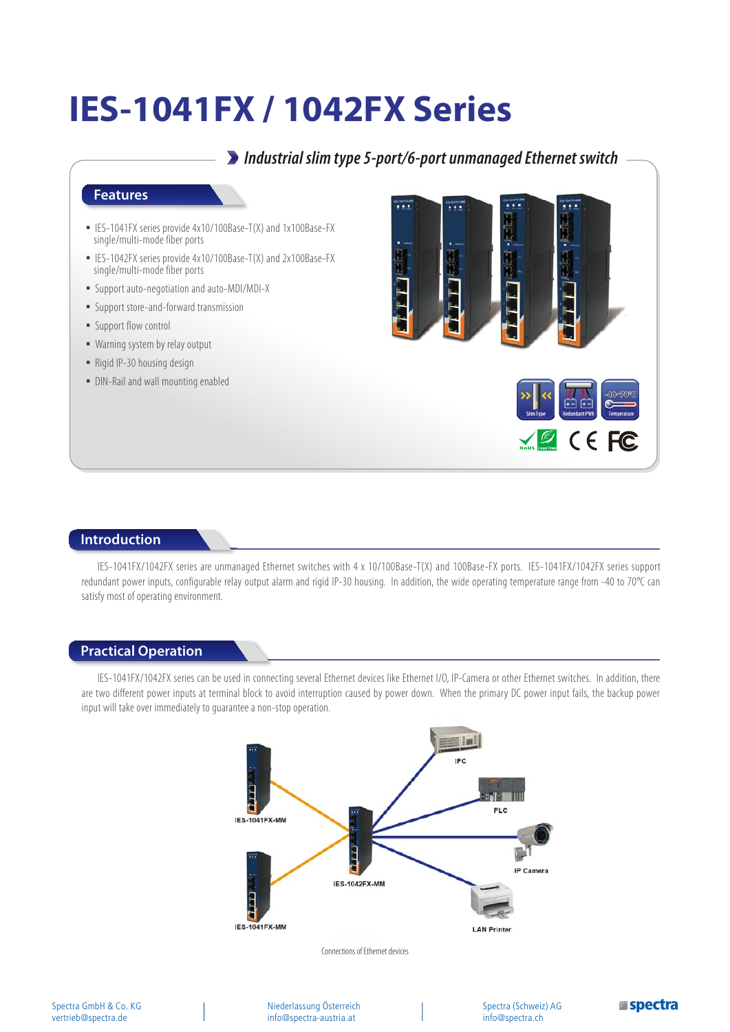# IES-1041FX / 1042FX Series

*Industrial slim type 5-port/6-port unmanaged Ethernet switch*

## Features

- IES-1041FX series provide 4x10/100Base-T(X) and 1x100Base-FX single/multi-mode fiber ports
- IES-1042FX series provide 4x10/100Base-T(X) and 2x100Base-FX single/multi-mode fiber ports
- Support auto-negotiation and auto-MDI/MDI-X
- Support store-and-forward transmission
- Support flow control
- Warning system by relay output
- Rigid IP-30 housing design
- DIN-Rail and wall mounting enabled

## Introduction

IES-1041FX/1042FX series are unmanaged Ethernet switches with 4 x 10/100Base-T(X) and 100Base-FX ports. IES-1041FX/1042FX series support redundant power inputs, configurable relay output alarm and rigid IP-30 housing. In addition, the wide operating temperature range from -40 to 70°C can satisfy most of operating environment.

## Practical Operation

IES-1041FX/1042FX series can be used in connecting several Ethernet devices like Ethernet I/O, IP-Camera or other Ethernet switches. In addition, there are two different power inputs at terminal block to avoid interruption caused by power down. When the primary DC power input fails, the backup power input will take over immediately to guarantee a non-stop operation.

Connections of Ethernet devices

Spectra GmbH & Co. KG
vertrieb@spectra.de

Niederlassung Österreich
info@spectra-austria.at

Spectra (Schweiz) AG
info@spectra.ch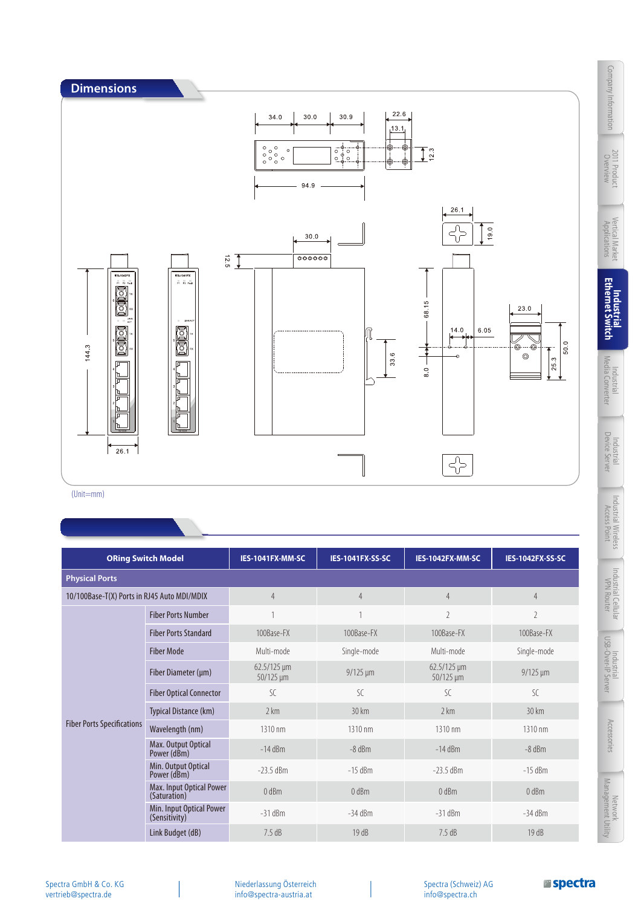## Dimensions

(Unit=mm)

| ORing Switch Model | | IES-1041FX-MM-SC | IES-1041FX-SS-SC | IES-1042FX-MM-SC | IES-1042FX-SS-SC |
|---|---|---|---|---|---|
| **Physical Ports** | | | | | |
| 10/100Base-T(X) Ports in RJ45 Auto MDI/MDIX | | 4 | 4 | 4 | 4 |
| Fiber Ports Specifications | Fiber Ports Number | 1 | 1 | 2 | 2 |
| | Fiber Ports Standard | 100Base-FX | 100Base-FX | 100Base-FX | 100Base-FX |
| | Fiber Mode | Multi-mode | Single-mode | Multi-mode | Single-mode |
| | Fiber Diameter (μm) | 62.5/125 μm 50/125 μm | 9/125 μm | 62.5/125 μm 50/125 μm | 9/125 μm |
| | Fiber Optical Connector | SC | SC | SC | SC |
| | Typical Distance (km) | 2 km | 30 km | 2 km | 30 km |
| | Wavelength (nm) | 1310 nm | 1310 nm | 1310 nm | 1310 nm |
| | Max. Output Optical Power (dBm) | -14 dBm | -8 dBm | -14 dBm | -8 dBm |
| | Min. Output Optical Power (dBm) | -23.5 dBm | -15 dBm | -23.5 dBm | -15 dBm |
| | Max. Input Optical Power (Saturation) | 0 dBm | 0 dBm | 0 dBm | 0 dBm |
| | Min. Input Optical Power (Sensitivity) | -31 dBm | -34 dBm | -31 dBm | -34 dBm |
| | Link Budget (dB) | 7.5 dB | 19 dB | 7.5 dB | 19 dB |

Spectra GmbH & Co. KG
vertrieb@spectra.de

Niederlassung Österreich
info@spectra-austria.at

Spectra (Schweiz) AG
info@spectra.ch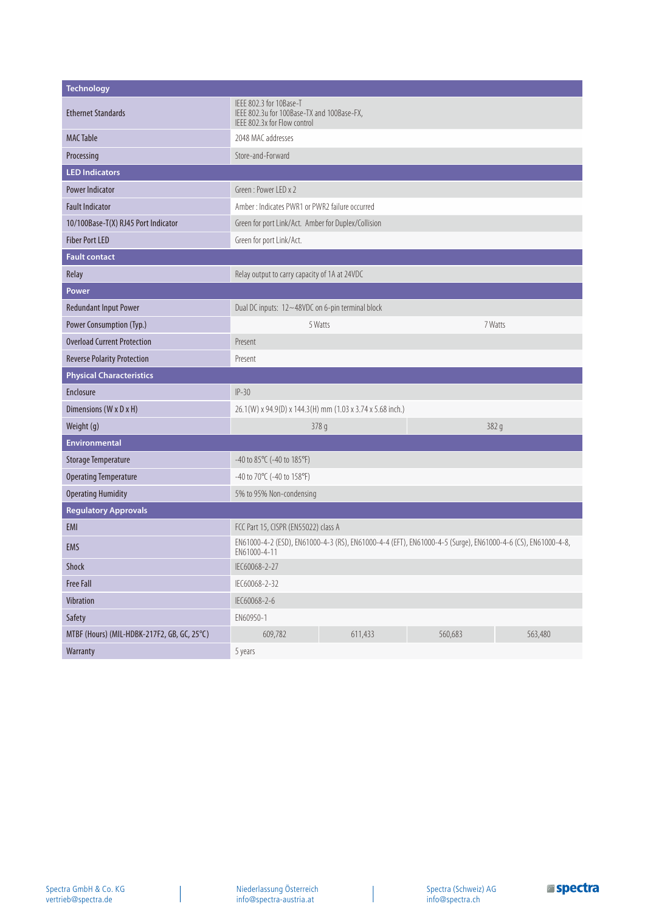| Technology | | | | |
| --- | --- | --- | --- | --- |
| Ethernet Standards | IEEE 802.3 for 10Base-T<br>IEEE 802.3u for 100Base-TX and 100Base-FX,<br>IEEE 802.3x for Flow control | | | |
| MAC Table | 2048 MAC addresses | | | |
| Processing | Store-and-Forward | | | |
| **LED Indicators** | | | | |
| Power Indicator | Green : Power LED x 2 | | | |
| Fault Indicator | Amber : Indicates PWR1 or PWR2 failure occurred | | | |
| 10/100Base-T(X) RJ45 Port Indicator | Green for port Link/Act. Amber for Duplex/Collision | | | |
| Fiber Port LED | Green for port Link/Act. | | | |
| **Fault contact** | | | | |
| Relay | Relay output to carry capacity of 1A at 24VDC | | | |
| **Power** | | | | |
| Redundant Input Power | Dual DC inputs: 12~48VDC on 6-pin terminal block | | | |
| Power Consumption (Typ.) | 5 Watts | | 7 Watts | |
| Overload Current Protection | Present | | | |
| Reverse Polarity Protection | Present | | | |
| **Physical Characteristics** | | | | |
| Enclosure | IP-30 | | | |
| Dimensions (W x D x H) | 26.1(W) x 94.9(D) x 144.3(H) mm (1.03 x 3.74 x 5.68 inch.) | | | |
| Weight (g) | 378 g | | 382 g | |
| **Environmental** | | | | |
| Storage Temperature | -40 to 85°C (-40 to 185°F) | | | |
| Operating Temperature | -40 to 70°C (-40 to 158°F) | | | |
| Operating Humidity | 5% to 95% Non-condensing | | | |
| **Regulatory Approvals** | | | | |
| EMI | FCC Part 15, CISPR (EN55022) class A | | | |
| EMS | EN61000-4-2 (ESD), EN61000-4-3 (RS), EN61000-4-4 (EFT), EN61000-4-5 (Surge), EN61000-4-6 (CS), EN61000-4-8, EN61000-4-11 | | | |
| Shock | IEC60068-2-27 | | | |
| Free Fall | IEC60068-2-32 | | | |
| Vibration | IEC60068-2-6 | | | |
| Safety | EN60950-1 | | | |
| MTBF (Hours) (MIL-HDBK-217F2, GB, GC, 25°C) | 609,782 | 611,433 | 560,683 | 563,480 |
| Warranty | 5 years | | | |

Spectra GmbH & Co. KG
vertrieb@spectra.de

Niederlassung Österreich
info@spectra-austria.at

Spectra (Schweiz) AG
info@spectra.ch

spectra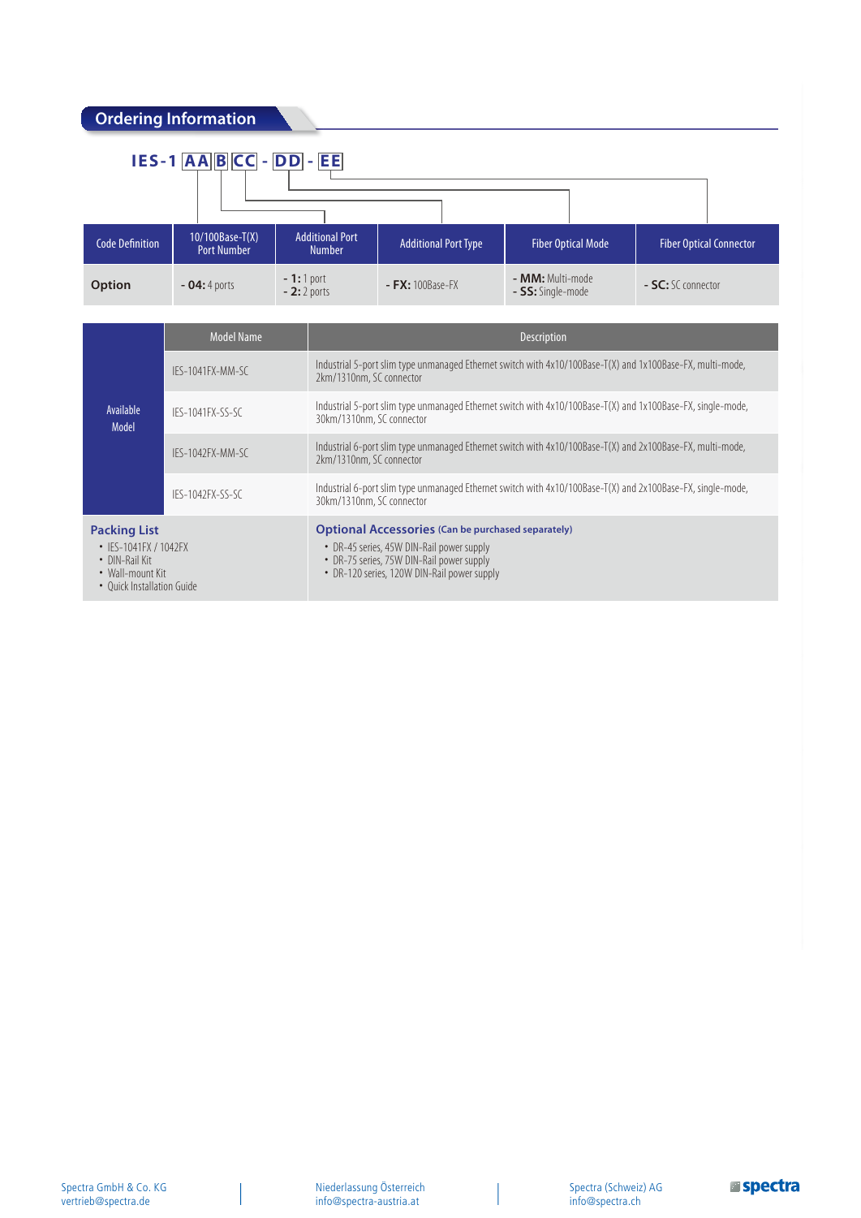## Ordering Information

**IES-1 AA B CC - DD - EE**

| Code Definition | 10/100Base-T(X) Port Number | Additional Port Number | Additional Port Type | Fiber Optical Mode | Fiber Optical Connector |
|---|---|---|---|---|---|
| **Option** | - **04:** 4 ports | - **1:** 1 port<br>- **2:** 2 ports | - **FX:** 100Base-FX | - **MM:** Multi-mode<br>- **SS:** Single-mode | - **SC:** SC connector |

| | Model Name | Description |
|---|---|---|
| Available Model | IES-1041FX-MM-SC | Industrial 5-port slim type unmanaged Ethernet switch with 4x10/100Base-T(X) and 1x100Base-FX, multi-mode, 2km/1310nm, SC connector |
| | IES-1041FX-SS-SC | Industrial 5-port slim type unmanaged Ethernet switch with 4x10/100Base-T(X) and 1x100Base-FX, single-mode, 30km/1310nm, SC connector |
| | IES-1042FX-MM-SC | Industrial 6-port slim type unmanaged Ethernet switch with 4x10/100Base-T(X) and 2x100Base-FX, multi-mode, 2km/1310nm, SC connector |
| | IES-1042FX-SS-SC | Industrial 6-port slim type unmanaged Ethernet switch with 4x10/100Base-T(X) and 2x100Base-FX, single-mode, 30km/1310nm, SC connector |

### Packing List
- IES-1041FX / 1042FX
- DIN-Rail Kit
- Wall-mount Kit
- Quick Installation Guide

### Optional Accessories (Can be purchased separately)
- DR-45 series, 45W DIN-Rail power supply
- DR-75 series, 75W DIN-Rail power supply
- DR-120 series, 120W DIN-Rail power supply

Spectra GmbH & Co. KG
vertrieb@spectra.de

Niederlassung Österreich
info@spectra-austria.at

Spectra (Schweiz) AG
info@spectra.ch

spectra